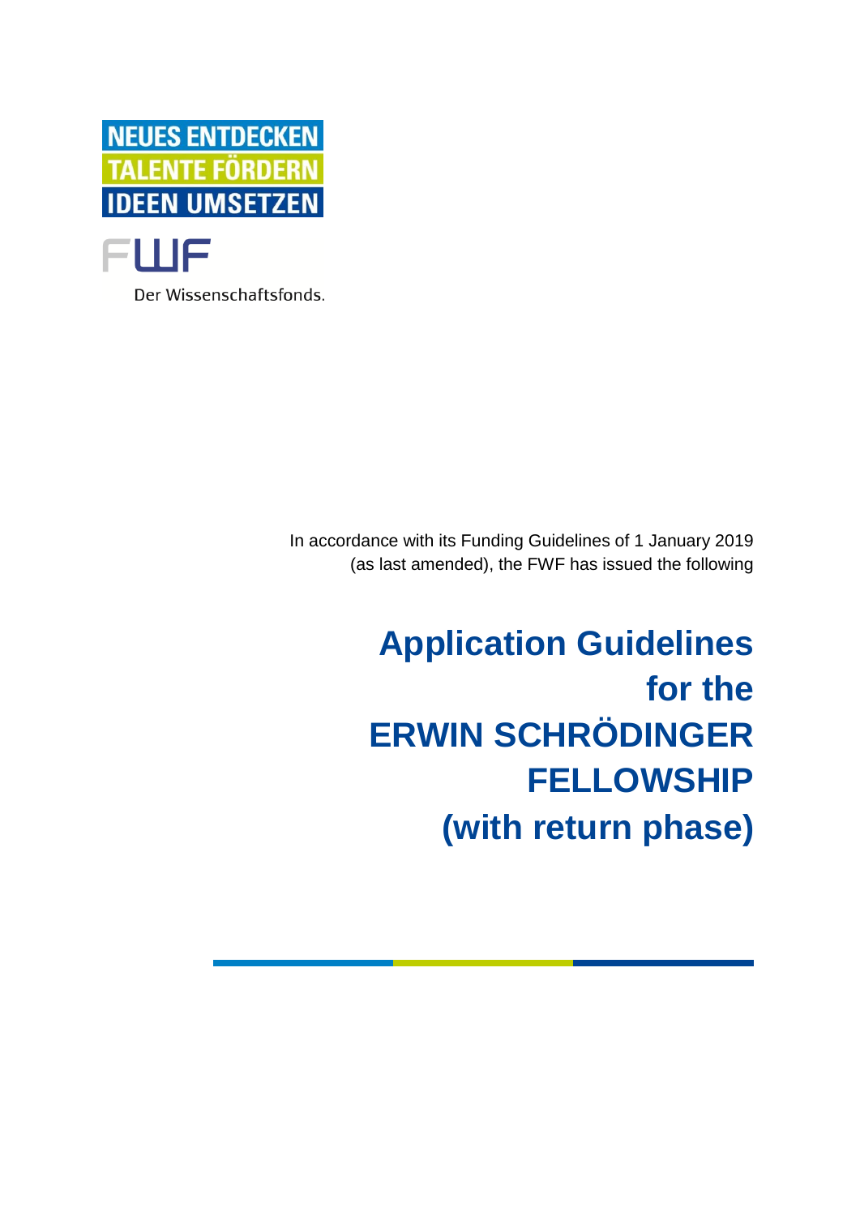NEUES ENTDECKEN
TALENTE FÖRDERN
IDEEN UMSETZEN

FWF

Der Wissenschaftsfonds.

In accordance with its Funding Guidelines of 1 January 2019 (as last amended), the FWF has issued the following

# Application Guidelines for the ERWIN SCHRÖDINGER FELLOWSHIP (with return phase)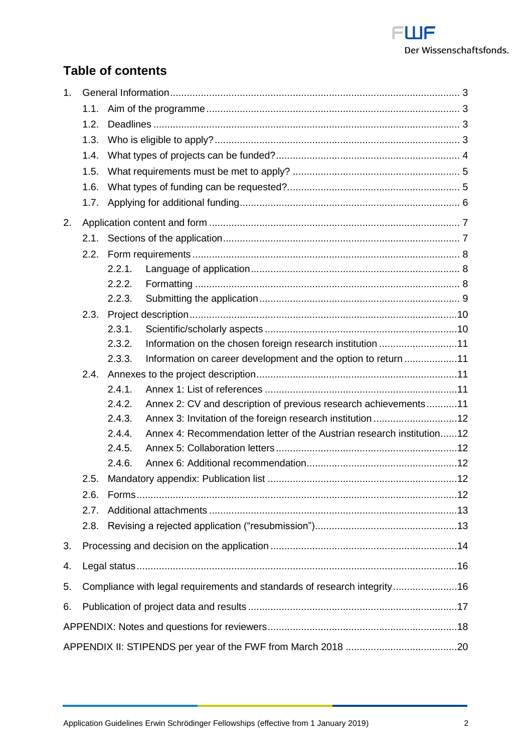## Table of contents

1. General Information ... 3
   - 1.1. Aim of the programme ... 3
   - 1.2. Deadlines ... 3
   - 1.3. Who is eligible to apply? ... 3
   - 1.4. What types of projects can be funded? ... 4
   - 1.5. What requirements must be met to apply? ... 5
   - 1.6. What types of funding can be requested? ... 5
   - 1.7. Applying for additional funding ... 6
2. Application content and form ... 7
   - 2.1. Sections of the application ... 7
   - 2.2. Form requirements ... 8
     - 2.2.1. Language of application ... 8
     - 2.2.2. Formatting ... 8
     - 2.2.3. Submitting the application ... 9
   - 2.3. Project description ... 10
     - 2.3.1. Scientific/scholarly aspects ... 10
     - 2.3.2. Information on the chosen foreign research institution ... 11
     - 2.3.3. Information on career development and the option to return ... 11
   - 2.4. Annexes to the project description ... 11
     - 2.4.1. Annex 1: List of references ... 11
     - 2.4.2. Annex 2: CV and description of previous research achievements ... 11
     - 2.4.3. Annex 3: Invitation of the foreign research institution ... 12
     - 2.4.4. Annex 4: Recommendation letter of the Austrian research institution ... 12
     - 2.4.5. Annex 5: Collaboration letters ... 12
     - 2.4.6. Annex 6: Additional recommendation ... 12
   - 2.5. Mandatory appendix: Publication list ... 12
   - 2.6. Forms ... 12
   - 2.7. Additional attachments ... 13
   - 2.8. Revising a rejected application ("resubmission") ... 13
3. Processing and decision on the application ... 14
4. Legal status ... 16
5. Compliance with legal requirements and standards of research integrity ... 16
6. Publication of project data and results ... 17

APPENDIX: Notes and questions for reviewers ... 18

APPENDIX II: STIPENDS per year of the FWF from March 2018 ... 20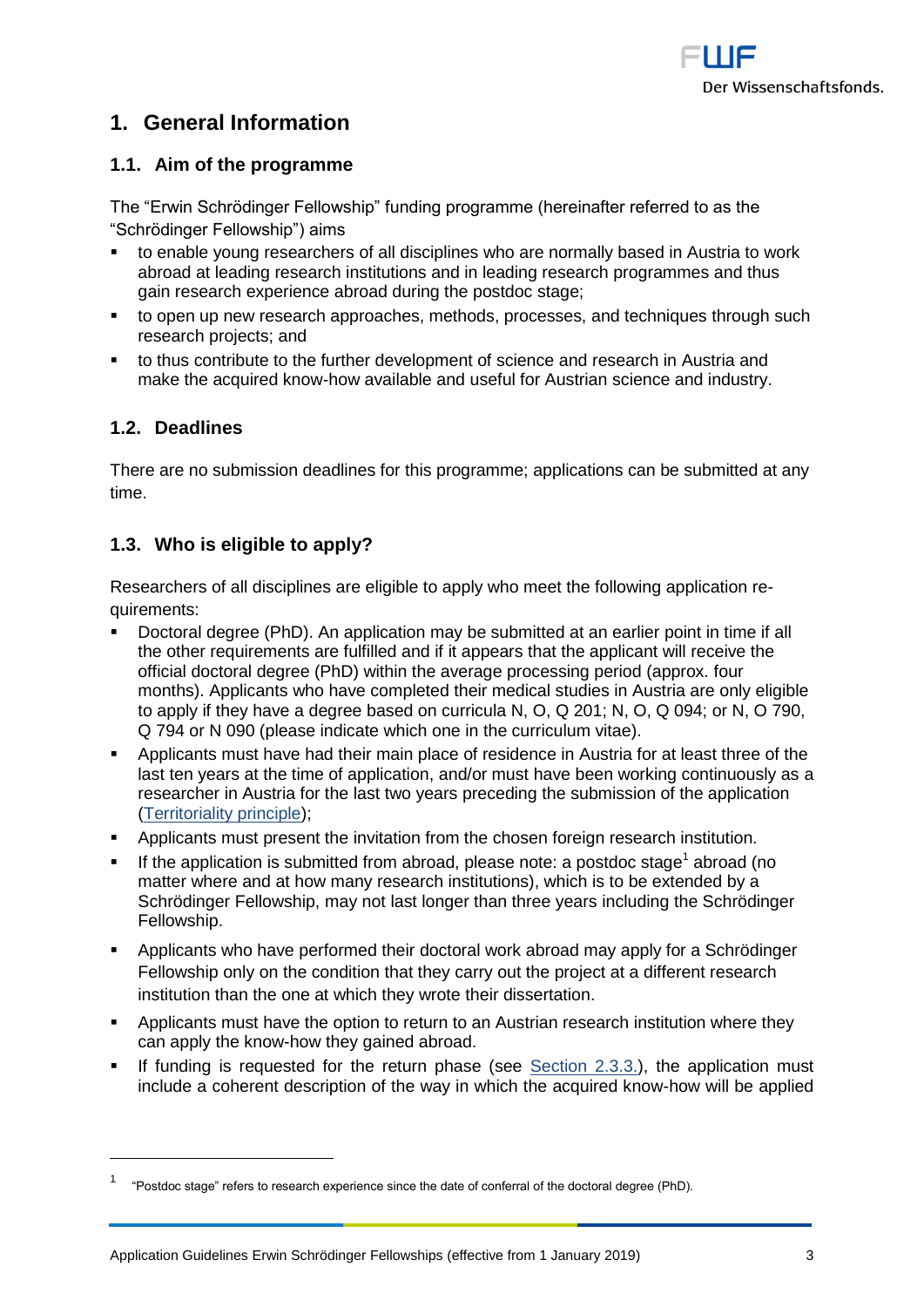# 1. General Information

## 1.1. Aim of the programme

The “Erwin Schrödinger Fellowship” funding programme (hereinafter referred to as the “Schrödinger Fellowship”) aims

- to enable young researchers of all disciplines who are normally based in Austria to work abroad at leading research institutions and in leading research programmes and thus gain research experience abroad during the postdoc stage;
- to open up new research approaches, methods, processes, and techniques through such research projects; and
- to thus contribute to the further development of science and research in Austria and make the acquired know-how available and useful for Austrian science and industry.

## 1.2. Deadlines

There are no submission deadlines for this programme; applications can be submitted at any time.

## 1.3. Who is eligible to apply?

Researchers of all disciplines are eligible to apply who meet the following application requirements:

- Doctoral degree (PhD). An application may be submitted at an earlier point in time if all the other requirements are fulfilled and if it appears that the applicant will receive the official doctoral degree (PhD) within the average processing period (approx. four months). Applicants who have completed their medical studies in Austria are only eligible to apply if they have a degree based on curricula N, O, Q 201; N, O, Q 094; or N, O 790, Q 794 or N 090 (please indicate which one in the curriculum vitae).
- Applicants must have had their main place of residence in Austria for at least three of the last ten years at the time of application, and/or must have been working continuously as a researcher in Austria for the last two years preceding the submission of the application (Territoriality principle);
- Applicants must present the invitation from the chosen foreign research institution.
- If the application is submitted from abroad, please note: a postdoc stage[1] abroad (no matter where and at how many research institutions), which is to be extended by a Schrödinger Fellowship, may not last longer than three years including the Schrödinger Fellowship.
- Applicants who have performed their doctoral work abroad may apply for a Schrödinger Fellowship only on the condition that they carry out the project at a different research institution than the one at which they wrote their dissertation.
- Applicants must have the option to return to an Austrian research institution where they can apply the know-how they gained abroad.
- If funding is requested for the return phase (see Section 2.3.3.), the application must include a coherent description of the way in which the acquired know-how will be applied

[1] “Postdoc stage” refers to research experience since the date of conferral of the doctoral degree (PhD).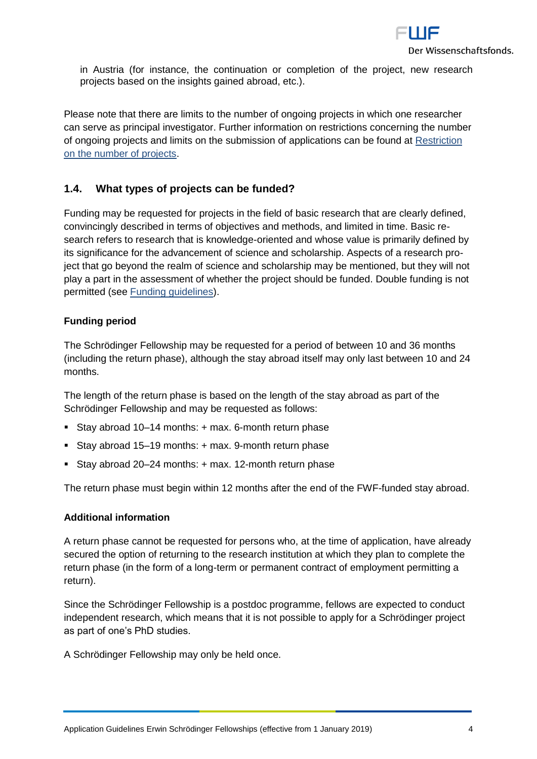in Austria (for instance, the continuation or completion of the project, new research projects based on the insights gained abroad, etc.).

Please note that there are limits to the number of ongoing projects in which one researcher can serve as principal investigator. Further information on restrictions concerning the number of ongoing projects and limits on the submission of applications can be found at Restriction on the number of projects.

## 1.4. What types of projects can be funded?

Funding may be requested for projects in the field of basic research that are clearly defined, convincingly described in terms of objectives and methods, and limited in time. Basic research refers to research that is knowledge-oriented and whose value is primarily defined by its significance for the advancement of science and scholarship. Aspects of a research project that go beyond the realm of science and scholarship may be mentioned, but they will not play a part in the assessment of whether the project should be funded. Double funding is not permitted (see Funding guidelines).

### Funding period

The Schrödinger Fellowship may be requested for a period of between 10 and 36 months (including the return phase), although the stay abroad itself may only last between 10 and 24 months.

The length of the return phase is based on the length of the stay abroad as part of the Schrödinger Fellowship and may be requested as follows:

- Stay abroad 10–14 months: + max. 6-month return phase
- Stay abroad 15–19 months: + max. 9-month return phase
- Stay abroad 20–24 months: + max. 12-month return phase

The return phase must begin within 12 months after the end of the FWF-funded stay abroad.

### Additional information

A return phase cannot be requested for persons who, at the time of application, have already secured the option of returning to the research institution at which they plan to complete the return phase (in the form of a long-term or permanent contract of employment permitting a return).

Since the Schrödinger Fellowship is a postdoc programme, fellows are expected to conduct independent research, which means that it is not possible to apply for a Schrödinger project as part of one's PhD studies.

A Schrödinger Fellowship may only be held once.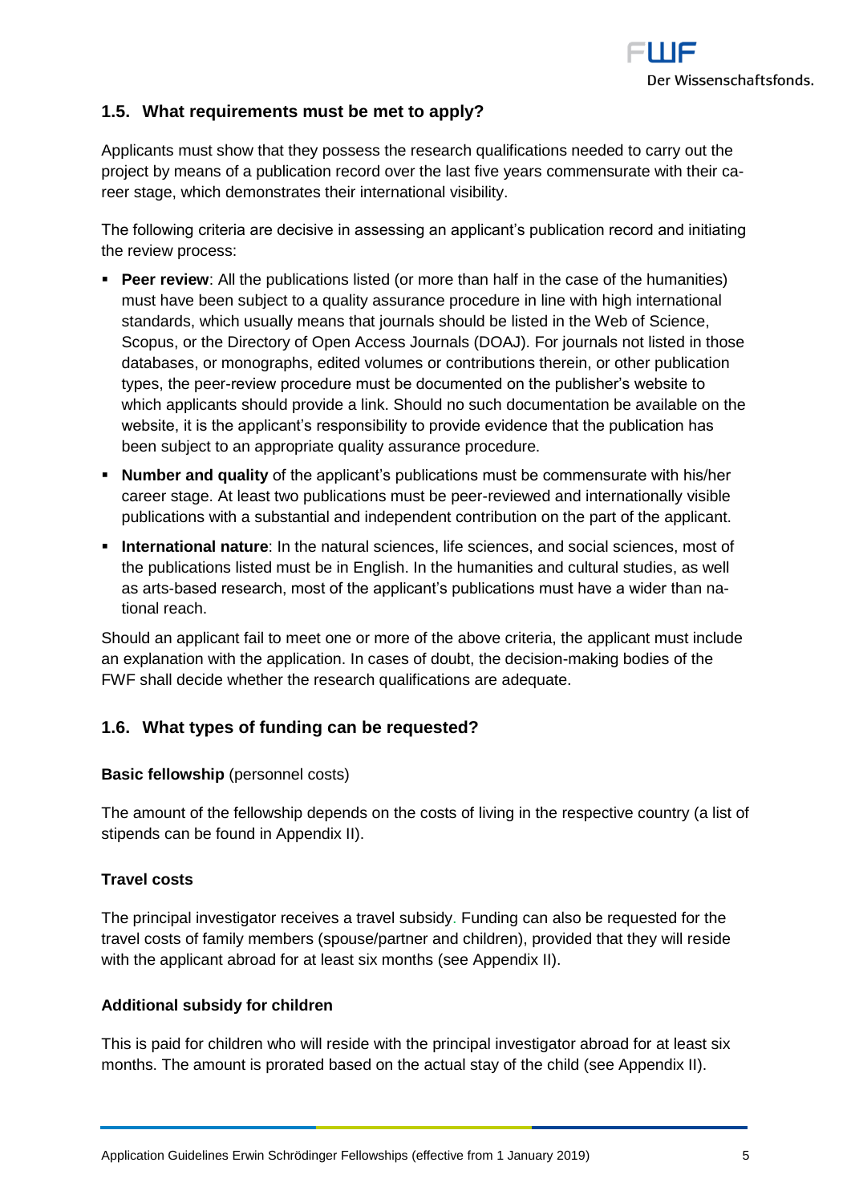## 1.5. What requirements must be met to apply?

Applicants must show that they possess the research qualifications needed to carry out the project by means of a publication record over the last five years commensurate with their career stage, which demonstrates their international visibility.

The following criteria are decisive in assessing an applicant's publication record and initiating the review process:

- **Peer review**: All the publications listed (or more than half in the case of the humanities) must have been subject to a quality assurance procedure in line with high international standards, which usually means that journals should be listed in the Web of Science, Scopus, or the Directory of Open Access Journals (DOAJ). For journals not listed in those databases, or monographs, edited volumes or contributions therein, or other publication types, the peer-review procedure must be documented on the publisher's website to which applicants should provide a link. Should no such documentation be available on the website, it is the applicant's responsibility to provide evidence that the publication has been subject to an appropriate quality assurance procedure.
- **Number and quality** of the applicant's publications must be commensurate with his/her career stage. At least two publications must be peer-reviewed and internationally visible publications with a substantial and independent contribution on the part of the applicant.
- **International nature**: In the natural sciences, life sciences, and social sciences, most of the publications listed must be in English. In the humanities and cultural studies, as well as arts-based research, most of the applicant's publications must have a wider than national reach.

Should an applicant fail to meet one or more of the above criteria, the applicant must include an explanation with the application. In cases of doubt, the decision-making bodies of the FWF shall decide whether the research qualifications are adequate.

## 1.6. What types of funding can be requested?

**Basic fellowship** (personnel costs)

The amount of the fellowship depends on the costs of living in the respective country (a list of stipends can be found in Appendix II).

**Travel costs**

The principal investigator receives a travel subsidy. Funding can also be requested for the travel costs of family members (spouse/partner and children), provided that they will reside with the applicant abroad for at least six months (see Appendix II).

**Additional subsidy for children**

This is paid for children who will reside with the principal investigator abroad for at least six months. The amount is prorated based on the actual stay of the child (see Appendix II).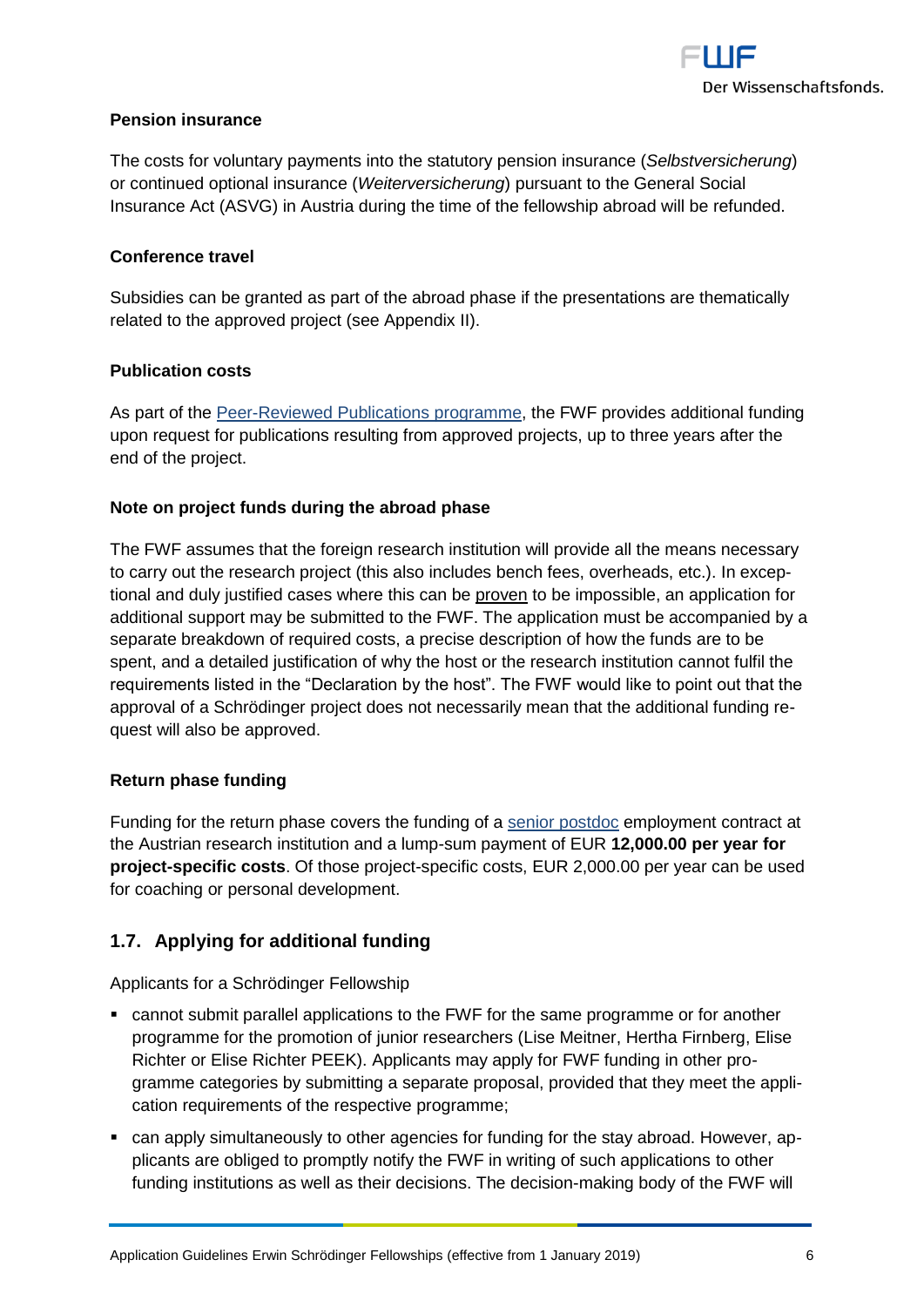**Pension insurance**

The costs for voluntary payments into the statutory pension insurance (*Selbstversicherung*) or continued optional insurance (*Weiterversicherung*) pursuant to the General Social Insurance Act (ASVG) in Austria during the time of the fellowship abroad will be refunded.

**Conference travel**

Subsidies can be granted as part of the abroad phase if the presentations are thematically related to the approved project (see Appendix II).

**Publication costs**

As part of the Peer-Reviewed Publications programme, the FWF provides additional funding upon request for publications resulting from approved projects, up to three years after the end of the project.

**Note on project funds during the abroad phase**

The FWF assumes that the foreign research institution will provide all the means necessary to carry out the research project (this also includes bench fees, overheads, etc.). In exceptional and duly justified cases where this can be proven to be impossible, an application for additional support may be submitted to the FWF. The application must be accompanied by a separate breakdown of required costs, a precise description of how the funds are to be spent, and a detailed justification of why the host or the research institution cannot fulfil the requirements listed in the "Declaration by the host". The FWF would like to point out that the approval of a Schrödinger project does not necessarily mean that the additional funding request will also be approved.

**Return phase funding**

Funding for the return phase covers the funding of a senior postdoc employment contract at the Austrian research institution and a lump-sum payment of EUR **12,000.00 per year for project-specific costs**. Of those project-specific costs, EUR 2,000.00 per year can be used for coaching or personal development.

## 1.7. Applying for additional funding

Applicants for a Schrödinger Fellowship

- cannot submit parallel applications to the FWF for the same programme or for another programme for the promotion of junior researchers (Lise Meitner, Hertha Firnberg, Elise Richter or Elise Richter PEEK). Applicants may apply for FWF funding in other programme categories by submitting a separate proposal, provided that they meet the application requirements of the respective programme;
- can apply simultaneously to other agencies for funding for the stay abroad. However, applicants are obliged to promptly notify the FWF in writing of such applications to other funding institutions as well as their decisions. The decision-making body of the FWF will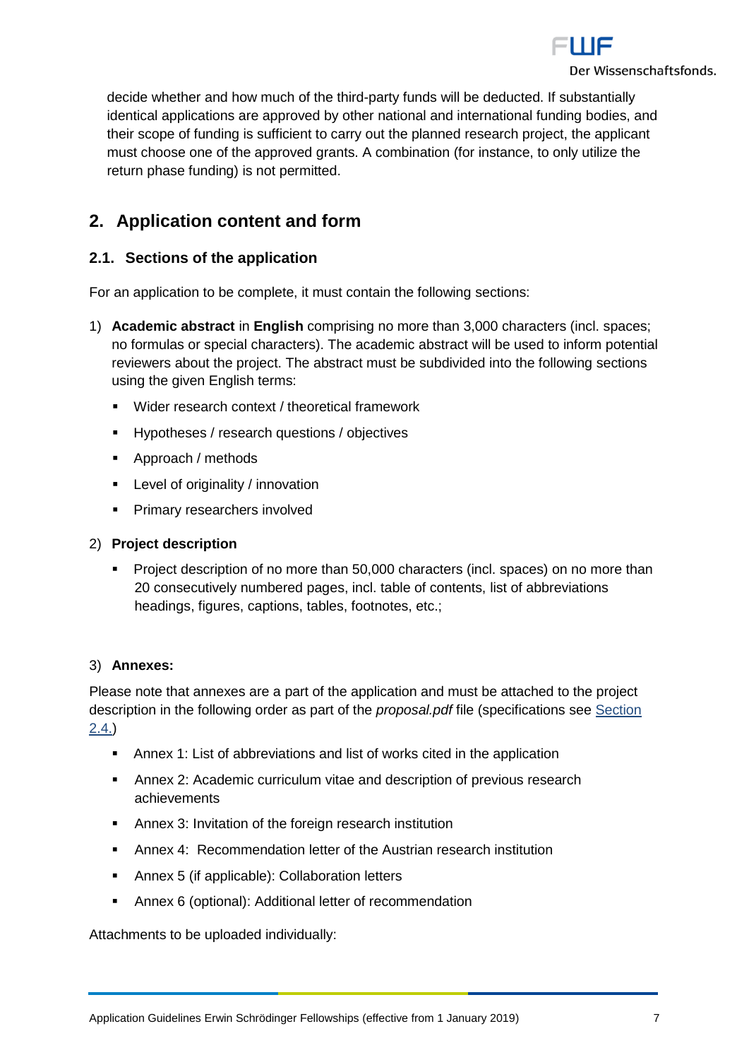decide whether and how much of the third-party funds will be deducted. If substantially identical applications are approved by other national and international funding bodies, and their scope of funding is sufficient to carry out the planned research project, the applicant must choose one of the approved grants. A combination (for instance, to only utilize the return phase funding) is not permitted.

## 2. Application content and form

### 2.1. Sections of the application

For an application to be complete, it must contain the following sections:

1) **Academic abstract** in **English** comprising no more than 3,000 characters (incl. spaces; no formulas or special characters). The academic abstract will be used to inform potential reviewers about the project. The abstract must be subdivided into the following sections using the given English terms:
   - Wider research context / theoretical framework
   - Hypotheses / research questions / objectives
   - Approach / methods
   - Level of originality / innovation
   - Primary researchers involved

2) **Project description**
   - Project description of no more than 50,000 characters (incl. spaces) on no more than 20 consecutively numbered pages, incl. table of contents, list of abbreviations headings, figures, captions, tables, footnotes, etc.;

3) **Annexes:**

Please note that annexes are a part of the application and must be attached to the project description in the following order as part of the *proposal.pdf* file (specifications see Section 2.4.)

- Annex 1: List of abbreviations and list of works cited in the application
- Annex 2: Academic curriculum vitae and description of previous research achievements
- Annex 3: Invitation of the foreign research institution
- Annex 4: Recommendation letter of the Austrian research institution
- Annex 5 (if applicable): Collaboration letters
- Annex 6 (optional): Additional letter of recommendation

Attachments to be uploaded individually: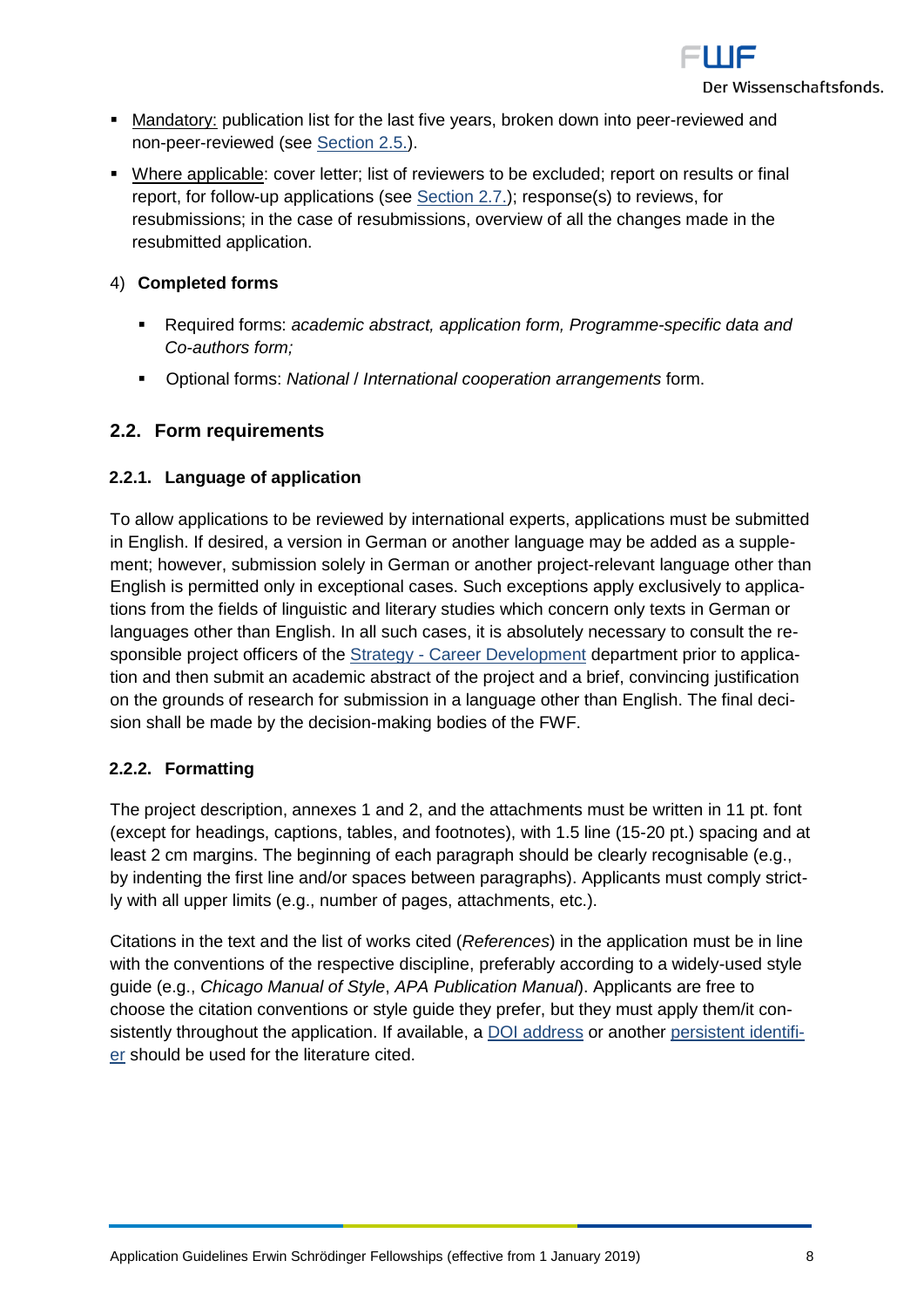- Mandatory: publication list for the last five years, broken down into peer-reviewed and non-peer-reviewed (see Section 2.5.).
- Where applicable: cover letter; list of reviewers to be excluded; report on results or final report, for follow-up applications (see Section 2.7.); response(s) to reviews, for resubmissions; in the case of resubmissions, overview of all the changes made in the resubmitted application.

4) **Completed forms**

- Required forms: *academic abstract, application form, Programme-specific data and Co-authors form;*
- Optional forms: *National* / *International cooperation arrangements* form.

## 2.2. Form requirements

### 2.2.1. Language of application

To allow applications to be reviewed by international experts, applications must be submitted in English. If desired, a version in German or another language may be added as a supplement; however, submission solely in German or another project-relevant language other than English is permitted only in exceptional cases. Such exceptions apply exclusively to applications from the fields of linguistic and literary studies which concern only texts in German or languages other than English. In all such cases, it is absolutely necessary to consult the responsible project officers of the Strategy - Career Development department prior to application and then submit an academic abstract of the project and a brief, convincing justification on the grounds of research for submission in a language other than English. The final decision shall be made by the decision-making bodies of the FWF.

### 2.2.2. Formatting

The project description, annexes 1 and 2, and the attachments must be written in 11 pt. font (except for headings, captions, tables, and footnotes), with 1.5 line (15-20 pt.) spacing and at least 2 cm margins. The beginning of each paragraph should be clearly recognisable (e.g., by indenting the first line and/or spaces between paragraphs). Applicants must comply strictly with all upper limits (e.g., number of pages, attachments, etc.).

Citations in the text and the list of works cited (*References*) in the application must be in line with the conventions of the respective discipline, preferably according to a widely-used style guide (e.g., *Chicago Manual of Style*, *APA Publication Manual*). Applicants are free to choose the citation conventions or style guide they prefer, but they must apply them/it consistently throughout the application. If available, a DOI address or another persistent identifier should be used for the literature cited.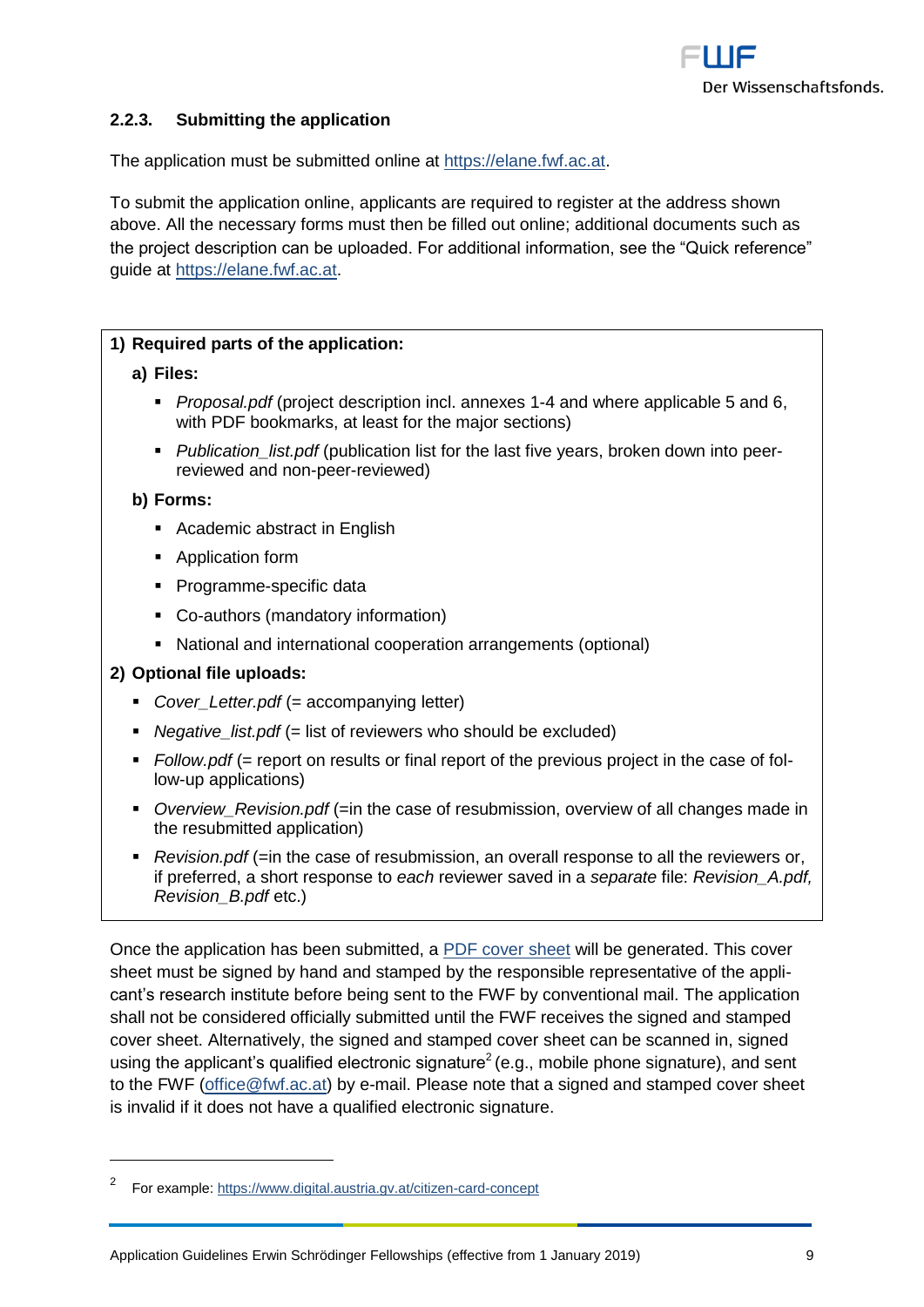### 2.2.3. Submitting the application

The application must be submitted online at https://elane.fwf.ac.at.

To submit the application online, applicants are required to register at the address shown above. All the necessary forms must then be filled out online; additional documents such as the project description can be uploaded. For additional information, see the "Quick reference" guide at https://elane.fwf.ac.at.

**1) Required parts of the application:**

**a) Files:**

- *Proposal.pdf* (project description incl. annexes 1-4 and where applicable 5 and 6, with PDF bookmarks, at least for the major sections)
- *Publication_list.pdf* (publication list for the last five years, broken down into peer-reviewed and non-peer-reviewed)

**b) Forms:**

- Academic abstract in English
- Application form
- Programme-specific data
- Co-authors (mandatory information)
- National and international cooperation arrangements (optional)

**2) Optional file uploads:**

- *Cover_Letter.pdf* (= accompanying letter)
- *Negative_list.pdf* (= list of reviewers who should be excluded)
- *Follow.pdf* (= report on results or final report of the previous project in the case of follow-up applications)
- *Overview_Revision.pdf* (=in the case of resubmission, overview of all changes made in the resubmitted application)
- *Revision.pdf* (=in the case of resubmission, an overall response to all the reviewers or, if preferred, a short response to *each* reviewer saved in a *separate* file: *Revision_A.pdf, Revision_B.pdf* etc.)

Once the application has been submitted, a PDF cover sheet will be generated. This cover sheet must be signed by hand and stamped by the responsible representative of the applicant's research institute before being sent to the FWF by conventional mail. The application shall not be considered officially submitted until the FWF receives the signed and stamped cover sheet. Alternatively, the signed and stamped cover sheet can be scanned in, signed using the applicant's qualified electronic signature[2] (e.g., mobile phone signature), and sent to the FWF (office@fwf.ac.at) by e-mail. Please note that a signed and stamped cover sheet is invalid if it does not have a qualified electronic signature.

---

[2] For example: https://www.digital.austria.gv.at/citizen-card-concept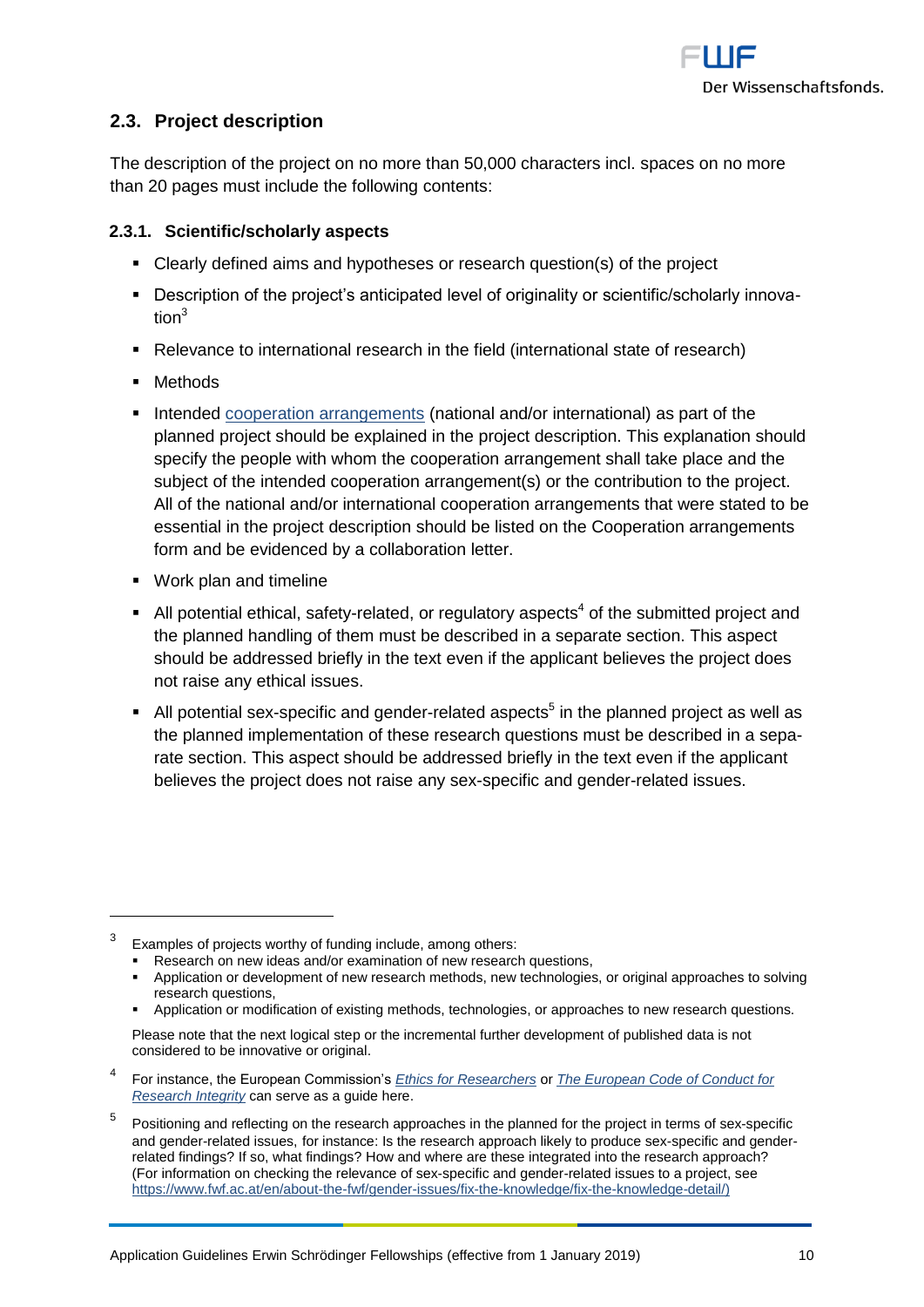## 2.3. Project description

The description of the project on no more than 50,000 characters incl. spaces on no more than 20 pages must include the following contents:

### 2.3.1. Scientific/scholarly aspects

- Clearly defined aims and hypotheses or research question(s) of the project
- Description of the project's anticipated level of originality or scientific/scholarly innovation[3]
- Relevance to international research in the field (international state of research)
- Methods
- Intended cooperation arrangements (national and/or international) as part of the planned project should be explained in the project description. This explanation should specify the people with whom the cooperation arrangement shall take place and the subject of the intended cooperation arrangement(s) or the contribution to the project. All of the national and/or international cooperation arrangements that were stated to be essential in the project description should be listed on the Cooperation arrangements form and be evidenced by a collaboration letter.
- Work plan and timeline
- All potential ethical, safety-related, or regulatory aspects[4] of the submitted project and the planned handling of them must be described in a separate section. This aspect should be addressed briefly in the text even if the applicant believes the project does not raise any ethical issues.
- All potential sex-specific and gender-related aspects[5] in the planned project as well as the planned implementation of these research questions must be described in a separate section. This aspect should be addressed briefly in the text even if the applicant believes the project does not raise any sex-specific and gender-related issues.

---

[3] Examples of projects worthy of funding include, among others:

- Research on new ideas and/or examination of new research questions,
- Application or development of new research methods, new technologies, or original approaches to solving research questions,
- Application or modification of existing methods, technologies, or approaches to new research questions.

Please note that the next logical step or the incremental further development of published data is not considered to be innovative or original.

[4] For instance, the European Commission's *Ethics for Researchers* or *The European Code of Conduct for Research Integrity* can serve as a guide here.

[5] Positioning and reflecting on the research approaches in the planned for the project in terms of sex-specific and gender-related issues, for instance: Is the research approach likely to produce sex-specific and gender-related findings? If so, what findings? How and where are these integrated into the research approach? (For information on checking the relevance of sex-specific and gender-related issues to a project, see https://www.fwf.ac.at/en/about-the-fwf/gender-issues/fix-the-knowledge/fix-the-knowledge-detail/)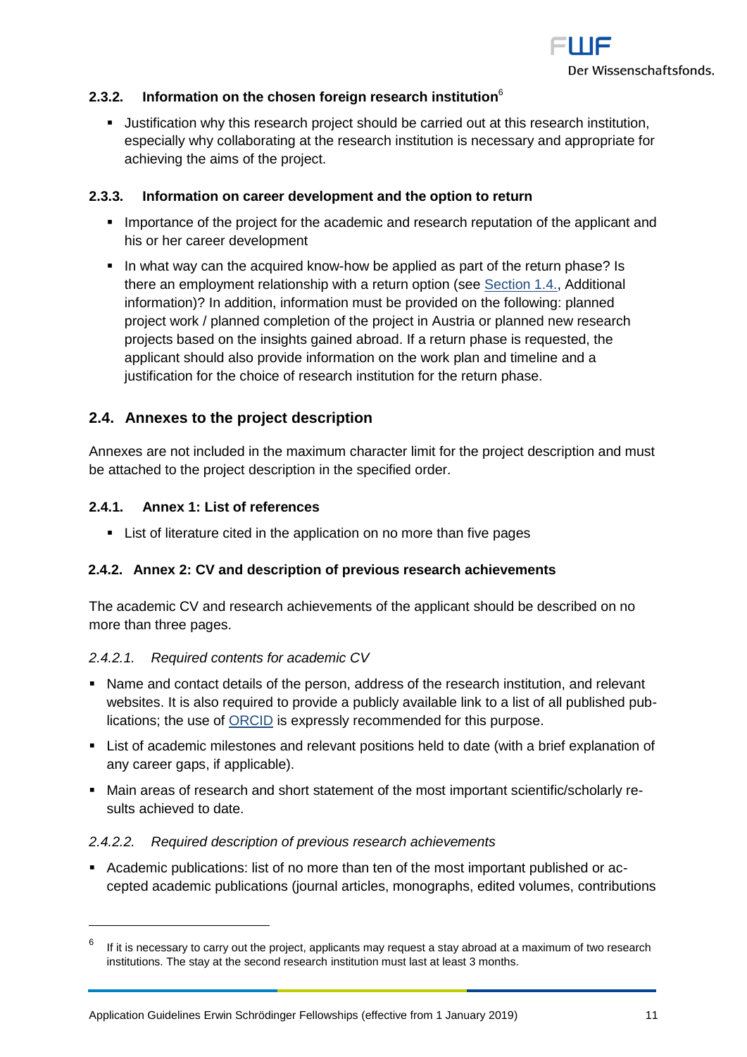#### 2.3.2. Information on the chosen foreign research institution[6]

- Justification why this research project should be carried out at this research institution, especially why collaborating at the research institution is necessary and appropriate for achieving the aims of the project.

#### 2.3.3. Information on career development and the option to return

- Importance of the project for the academic and research reputation of the applicant and his or her career development
- In what way can the acquired know-how be applied as part of the return phase? Is there an employment relationship with a return option (see Section 1.4., Additional information)? In addition, information must be provided on the following: planned project work / planned completion of the project in Austria or planned new research projects based on the insights gained abroad. If a return phase is requested, the applicant should also provide information on the work plan and timeline and a justification for the choice of research institution for the return phase.

### 2.4. Annexes to the project description

Annexes are not included in the maximum character limit for the project description and must be attached to the project description in the specified order.

#### 2.4.1. Annex 1: List of references

- List of literature cited in the application on no more than five pages

#### 2.4.2. Annex 2: CV and description of previous research achievements

The academic CV and research achievements of the applicant should be described on no more than three pages.

##### *2.4.2.1. Required contents for academic CV*

- Name and contact details of the person, address of the research institution, and relevant websites. It is also required to provide a publicly available link to a list of all published publications; the use of ORCID is expressly recommended for this purpose.
- List of academic milestones and relevant positions held to date (with a brief explanation of any career gaps, if applicable).
- Main areas of research and short statement of the most important scientific/scholarly results achieved to date.

##### *2.4.2.2. Required description of previous research achievements*

- Academic publications: list of no more than ten of the most important published or accepted academic publications (journal articles, monographs, edited volumes, contributions

---

[6] If it is necessary to carry out the project, applicants may request a stay abroad at a maximum of two research institutions. The stay at the second research institution must last at least 3 months.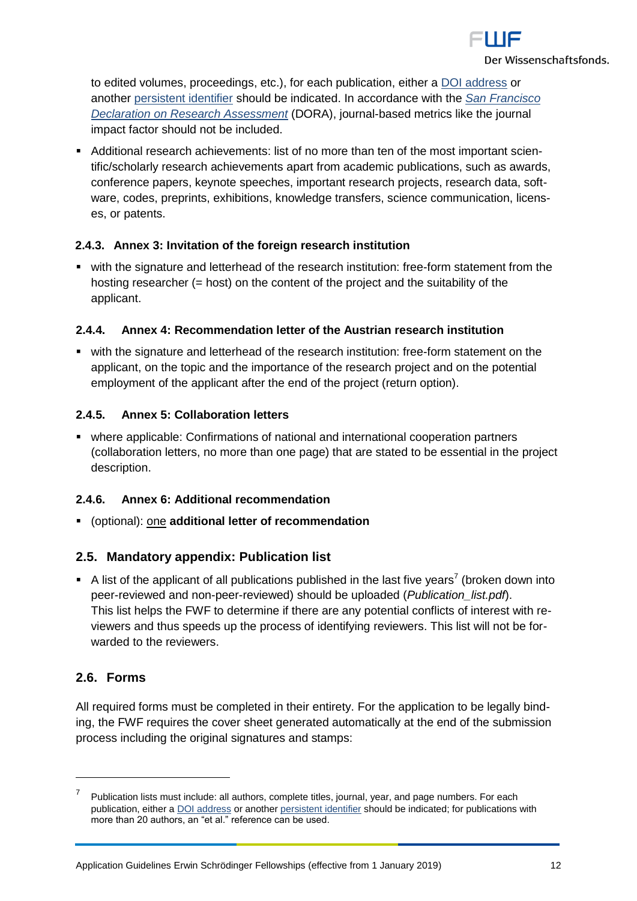to edited volumes, proceedings, etc.), for each publication, either a DOI address or another persistent identifier should be indicated. In accordance with the *San Francisco Declaration on Research Assessment* (DORA), journal-based metrics like the journal impact factor should not be included.

- Additional research achievements: list of no more than ten of the most important scientific/scholarly research achievements apart from academic publications, such as awards, conference papers, keynote speeches, important research projects, research data, software, codes, preprints, exhibitions, knowledge transfers, science communication, licenses, or patents.

#### 2.4.3. Annex 3: Invitation of the foreign research institution

- with the signature and letterhead of the research institution: free-form statement from the hosting researcher (= host) on the content of the project and the suitability of the applicant.

#### 2.4.4. Annex 4: Recommendation letter of the Austrian research institution

- with the signature and letterhead of the research institution: free-form statement on the applicant, on the topic and the importance of the research project and on the potential employment of the applicant after the end of the project (return option).

#### 2.4.5. Annex 5: Collaboration letters

- where applicable: Confirmations of national and international cooperation partners (collaboration letters, no more than one page) that are stated to be essential in the project description.

#### 2.4.6. Annex 6: Additional recommendation

- (optional): one **additional letter of recommendation**

### 2.5. Mandatory appendix: Publication list

- A list of the applicant of all publications published in the last five years[7] (broken down into peer-reviewed and non-peer-reviewed) should be uploaded (*Publication_list.pdf*). This list helps the FWF to determine if there are any potential conflicts of interest with reviewers and thus speeds up the process of identifying reviewers. This list will not be forwarded to the reviewers.

### 2.6. Forms

All required forms must be completed in their entirety. For the application to be legally binding, the FWF requires the cover sheet generated automatically at the end of the submission process including the original signatures and stamps:

---

[7] Publication lists must include: all authors, complete titles, journal, year, and page numbers. For each publication, either a DOI address or another persistent identifier should be indicated; for publications with more than 20 authors, an "et al." reference can be used.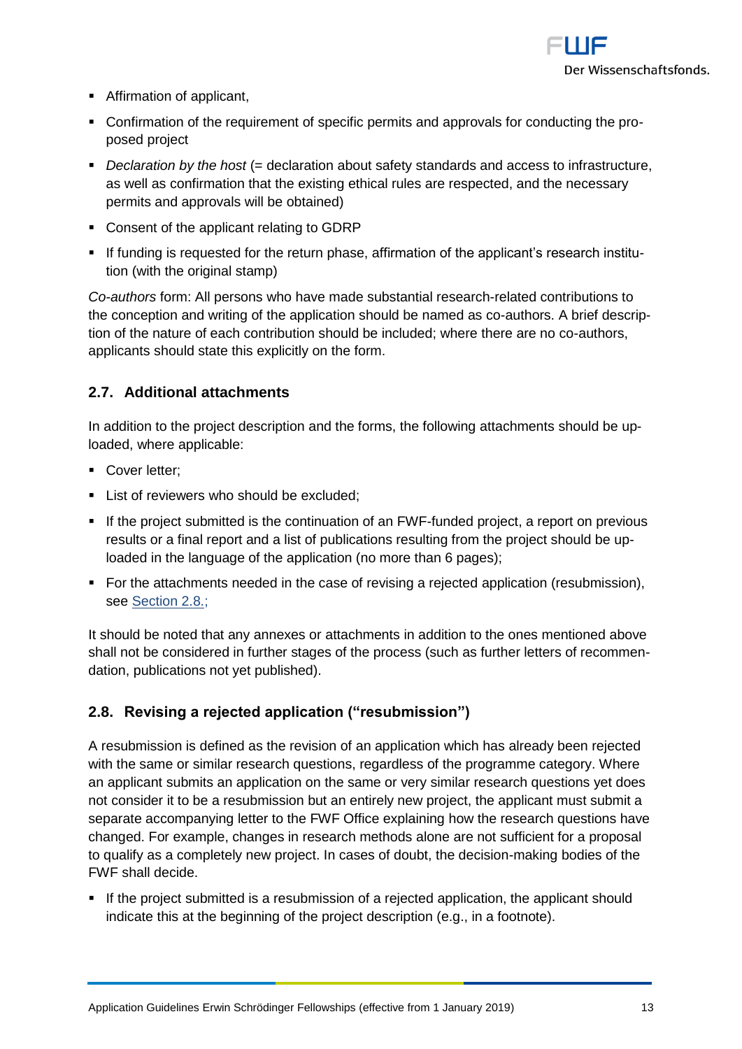- Affirmation of applicant,
- Confirmation of the requirement of specific permits and approvals for conducting the proposed project
- *Declaration by the host* (= declaration about safety standards and access to infrastructure, as well as confirmation that the existing ethical rules are respected, and the necessary permits and approvals will be obtained)
- Consent of the applicant relating to GDRP
- If funding is requested for the return phase, affirmation of the applicant's research institution (with the original stamp)

*Co-authors* form: All persons who have made substantial research-related contributions to the conception and writing of the application should be named as co-authors. A brief description of the nature of each contribution should be included; where there are no co-authors, applicants should state this explicitly on the form.

## 2.7. Additional attachments

In addition to the project description and the forms, the following attachments should be uploaded, where applicable:

- Cover letter;
- List of reviewers who should be excluded;
- If the project submitted is the continuation of an FWF-funded project, a report on previous results or a final report and a list of publications resulting from the project should be uploaded in the language of the application (no more than 6 pages);
- For the attachments needed in the case of revising a rejected application (resubmission), see Section 2.8.;

It should be noted that any annexes or attachments in addition to the ones mentioned above shall not be considered in further stages of the process (such as further letters of recommendation, publications not yet published).

## 2.8. Revising a rejected application ("resubmission")

A resubmission is defined as the revision of an application which has already been rejected with the same or similar research questions, regardless of the programme category. Where an applicant submits an application on the same or very similar research questions yet does not consider it to be a resubmission but an entirely new project, the applicant must submit a separate accompanying letter to the FWF Office explaining how the research questions have changed. For example, changes in research methods alone are not sufficient for a proposal to qualify as a completely new project. In cases of doubt, the decision-making bodies of the FWF shall decide.

- If the project submitted is a resubmission of a rejected application, the applicant should indicate this at the beginning of the project description (e.g., in a footnote).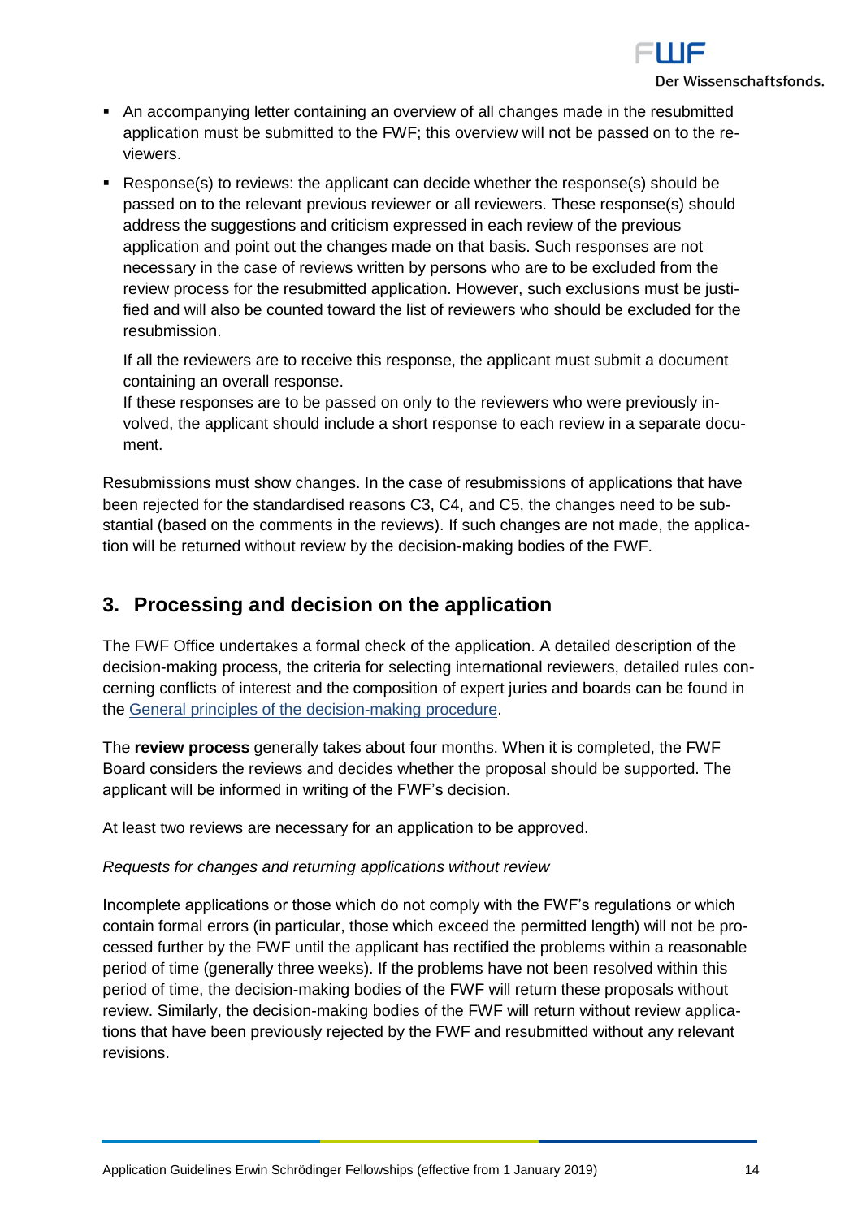- An accompanying letter containing an overview of all changes made in the resubmitted application must be submitted to the FWF; this overview will not be passed on to the reviewers.
- Response(s) to reviews: the applicant can decide whether the response(s) should be passed on to the relevant previous reviewer or all reviewers. These response(s) should address the suggestions and criticism expressed in each review of the previous application and point out the changes made on that basis. Such responses are not necessary in the case of reviews written by persons who are to be excluded from the review process for the resubmitted application. However, such exclusions must be justified and will also be counted toward the list of reviewers who should be excluded for the resubmission.

  If all the reviewers are to receive this response, the applicant must submit a document containing an overall response.
  If these responses are to be passed on only to the reviewers who were previously involved, the applicant should include a short response to each review in a separate document.

Resubmissions must show changes. In the case of resubmissions of applications that have been rejected for the standardised reasons C3, C4, and C5, the changes need to be substantial (based on the comments in the reviews). If such changes are not made, the application will be returned without review by the decision-making bodies of the FWF.

## 3. Processing and decision on the application

The FWF Office undertakes a formal check of the application. A detailed description of the decision-making process, the criteria for selecting international reviewers, detailed rules concerning conflicts of interest and the composition of expert juries and boards can be found in the [General principles of the decision-making procedure](General principles of the decision-making procedure).

The **review process** generally takes about four months. When it is completed, the FWF Board considers the reviews and decides whether the proposal should be supported. The applicant will be informed in writing of the FWF's decision.

At least two reviews are necessary for an application to be approved.

*Requests for changes and returning applications without review*

Incomplete applications or those which do not comply with the FWF's regulations or which contain formal errors (in particular, those which exceed the permitted length) will not be processed further by the FWF until the applicant has rectified the problems within a reasonable period of time (generally three weeks). If the problems have not been resolved within this period of time, the decision-making bodies of the FWF will return these proposals without review. Similarly, the decision-making bodies of the FWF will return without review applications that have been previously rejected by the FWF and resubmitted without any relevant revisions.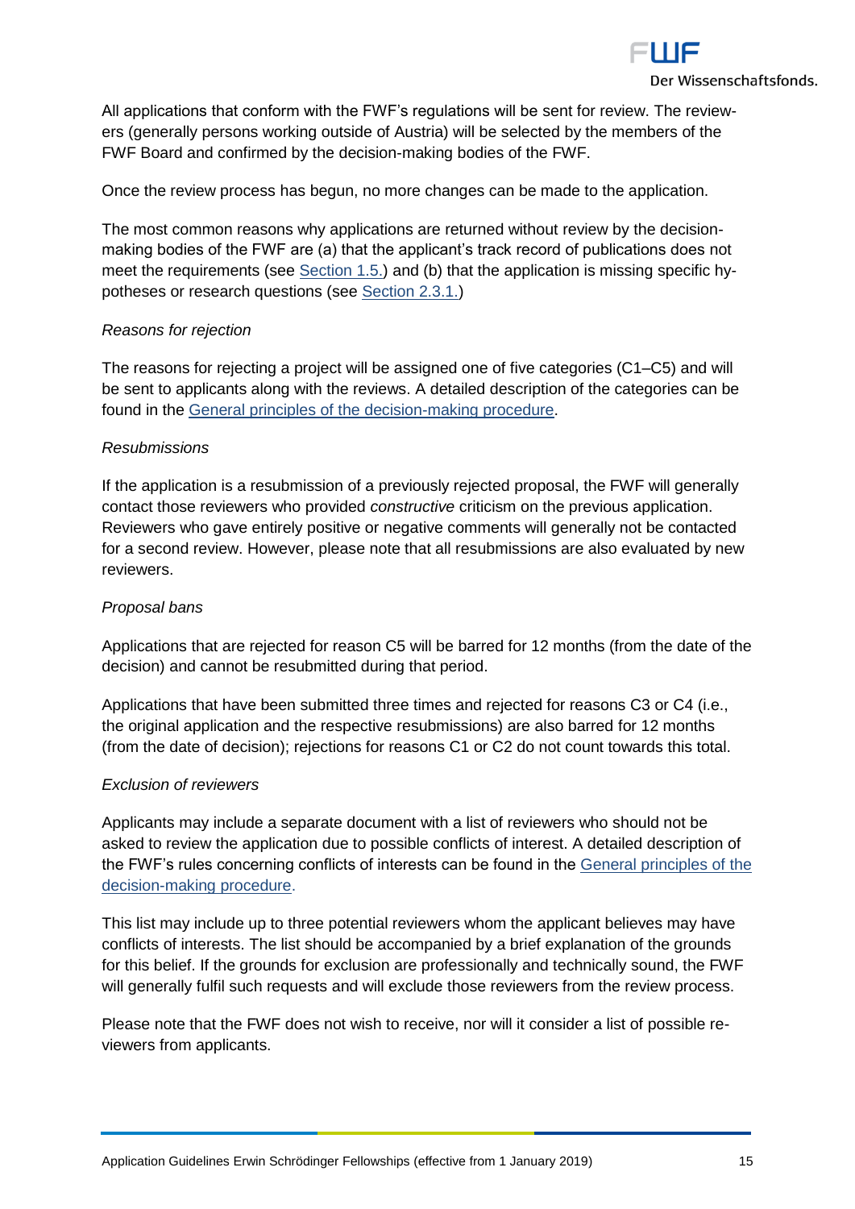All applications that conform with the FWF's regulations will be sent for review. The reviewers (generally persons working outside of Austria) will be selected by the members of the FWF Board and confirmed by the decision-making bodies of the FWF.

Once the review process has begun, no more changes can be made to the application.

The most common reasons why applications are returned without review by the decision-making bodies of the FWF are (a) that the applicant's track record of publications does not meet the requirements (see Section 1.5.) and (b) that the application is missing specific hypotheses or research questions (see Section 2.3.1.)

*Reasons for rejection*

The reasons for rejecting a project will be assigned one of five categories (C1–C5) and will be sent to applicants along with the reviews. A detailed description of the categories can be found in the General principles of the decision-making procedure.

*Resubmissions*

If the application is a resubmission of a previously rejected proposal, the FWF will generally contact those reviewers who provided *constructive* criticism on the previous application. Reviewers who gave entirely positive or negative comments will generally not be contacted for a second review. However, please note that all resubmissions are also evaluated by new reviewers.

*Proposal bans*

Applications that are rejected for reason C5 will be barred for 12 months (from the date of the decision) and cannot be resubmitted during that period.

Applications that have been submitted three times and rejected for reasons C3 or C4 (i.e., the original application and the respective resubmissions) are also barred for 12 months (from the date of decision); rejections for reasons C1 or C2 do not count towards this total.

*Exclusion of reviewers*

Applicants may include a separate document with a list of reviewers who should not be asked to review the application due to possible conflicts of interest. A detailed description of the FWF's rules concerning conflicts of interests can be found in the General principles of the decision-making procedure.

This list may include up to three potential reviewers whom the applicant believes may have conflicts of interests. The list should be accompanied by a brief explanation of the grounds for this belief. If the grounds for exclusion are professionally and technically sound, the FWF will generally fulfil such requests and will exclude those reviewers from the review process.

Please note that the FWF does not wish to receive, nor will it consider a list of possible reviewers from applicants.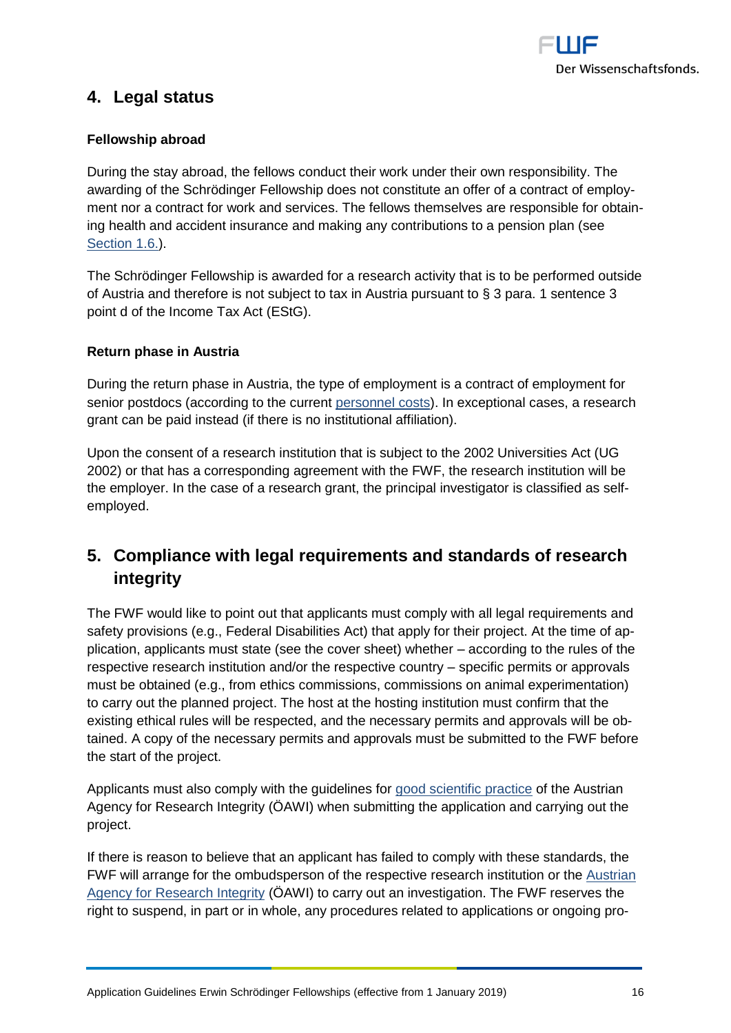## 4. Legal status

**Fellowship abroad**

During the stay abroad, the fellows conduct their work under their own responsibility. The awarding of the Schrödinger Fellowship does not constitute an offer of a contract of employment nor a contract for work and services. The fellows themselves are responsible for obtaining health and accident insurance and making any contributions to a pension plan (see Section 1.6.).

The Schrödinger Fellowship is awarded for a research activity that is to be performed outside of Austria and therefore is not subject to tax in Austria pursuant to § 3 para. 1 sentence 3 point d of the Income Tax Act (EStG).

**Return phase in Austria**

During the return phase in Austria, the type of employment is a contract of employment for senior postdocs (according to the current personnel costs). In exceptional cases, a research grant can be paid instead (if there is no institutional affiliation).

Upon the consent of a research institution that is subject to the 2002 Universities Act (UG 2002) or that has a corresponding agreement with the FWF, the research institution will be the employer. In the case of a research grant, the principal investigator is classified as self-employed.

## 5. Compliance with legal requirements and standards of research integrity

The FWF would like to point out that applicants must comply with all legal requirements and safety provisions (e.g., Federal Disabilities Act) that apply for their project. At the time of application, applicants must state (see the cover sheet) whether – according to the rules of the respective research institution and/or the respective country – specific permits or approvals must be obtained (e.g., from ethics commissions, commissions on animal experimentation) to carry out the planned project. The host at the hosting institution must confirm that the existing ethical rules will be respected, and the necessary permits and approvals will be obtained. A copy of the necessary permits and approvals must be submitted to the FWF before the start of the project.

Applicants must also comply with the guidelines for good scientific practice of the Austrian Agency for Research Integrity (ÖAWI) when submitting the application and carrying out the project.

If there is reason to believe that an applicant has failed to comply with these standards, the FWF will arrange for the ombudsperson of the respective research institution or the Austrian Agency for Research Integrity (ÖAWI) to carry out an investigation. The FWF reserves the right to suspend, in part or in whole, any procedures related to applications or ongoing pro-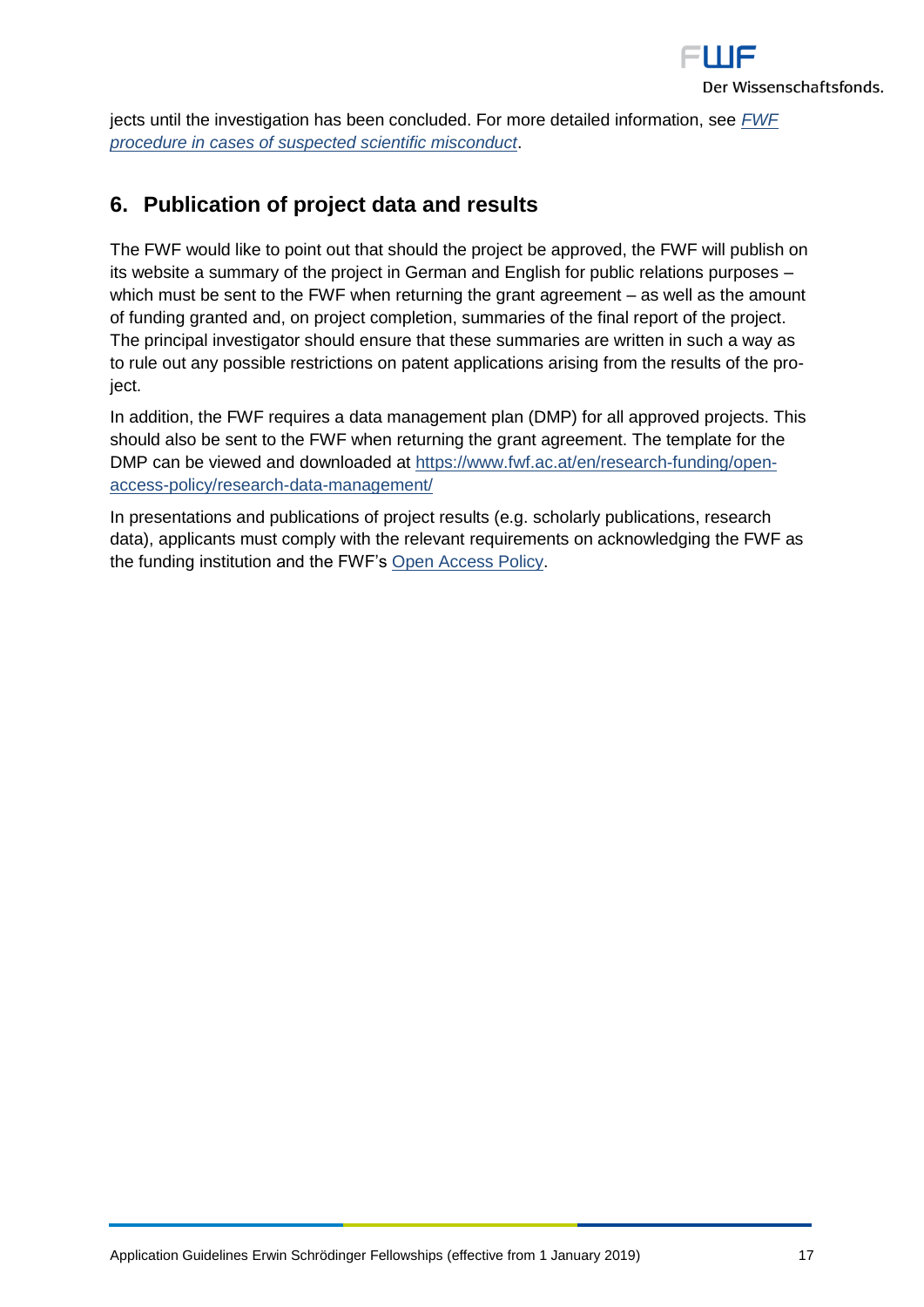jects until the investigation has been concluded. For more detailed information, see [*FWF procedure in cases of suspected scientific misconduct*](#).

## 6. Publication of project data and results

The FWF would like to point out that should the project be approved, the FWF will publish on its website a summary of the project in German and English for public relations purposes – which must be sent to the FWF when returning the grant agreement – as well as the amount of funding granted and, on project completion, summaries of the final report of the project. The principal investigator should ensure that these summaries are written in such a way as to rule out any possible restrictions on patent applications arising from the results of the project.

In addition, the FWF requires a data management plan (DMP) for all approved projects. This should also be sent to the FWF when returning the grant agreement. The template for the DMP can be viewed and downloaded at https://www.fwf.ac.at/en/research-funding/open-access-policy/research-data-management/

In presentations and publications of project results (e.g. scholarly publications, research data), applicants must comply with the relevant requirements on acknowledging the FWF as the funding institution and the FWF's Open Access Policy.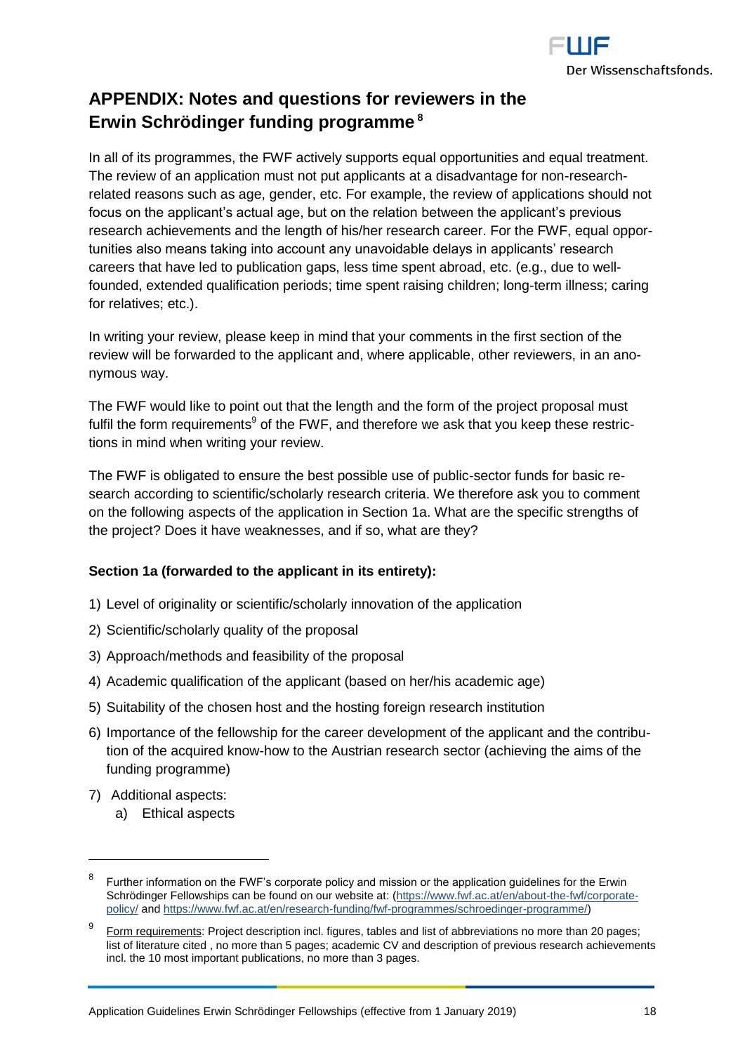## APPENDIX: Notes and questions for reviewers in the Erwin Schrödinger funding programme [8]

In all of its programmes, the FWF actively supports equal opportunities and equal treatment. The review of an application must not put applicants at a disadvantage for non-research-related reasons such as age, gender, etc. For example, the review of applications should not focus on the applicant's actual age, but on the relation between the applicant's previous research achievements and the length of his/her research career. For the FWF, equal opportunities also means taking into account any unavoidable delays in applicants' research careers that have led to publication gaps, less time spent abroad, etc. (e.g., due to well-founded, extended qualification periods; time spent raising children; long-term illness; caring for relatives; etc.).

In writing your review, please keep in mind that your comments in the first section of the review will be forwarded to the applicant and, where applicable, other reviewers, in an anonymous way.

The FWF would like to point out that the length and the form of the project proposal must fulfil the form requirements[9] of the FWF, and therefore we ask that you keep these restrictions in mind when writing your review.

The FWF is obligated to ensure the best possible use of public-sector funds for basic research according to scientific/scholarly research criteria. We therefore ask you to comment on the following aspects of the application in Section 1a. What are the specific strengths of the project? Does it have weaknesses, and if so, what are they?

**Section 1a (forwarded to the applicant in its entirety):**

1) Level of originality or scientific/scholarly innovation of the application
2) Scientific/scholarly quality of the proposal
3) Approach/methods and feasibility of the proposal
4) Academic qualification of the applicant (based on her/his academic age)
5) Suitability of the chosen host and the hosting foreign research institution
6) Importance of the fellowship for the career development of the applicant and the contribution of the acquired know-how to the Austrian research sector (achieving the aims of the funding programme)
7) Additional aspects:
    a) Ethical aspects

---

[8] Further information on the FWF's corporate policy and mission or the application guidelines for the Erwin Schrödinger Fellowships can be found on our website at: (https://www.fwf.ac.at/en/about-the-fwf/corporate-policy/ and https://www.fwf.ac.at/en/research-funding/fwf-programmes/schroedinger-programme/)

[9] Form requirements: Project description incl. figures, tables and list of abbreviations no more than 20 pages; list of literature cited , no more than 5 pages; academic CV and description of previous research achievements incl. the 10 most important publications, no more than 3 pages.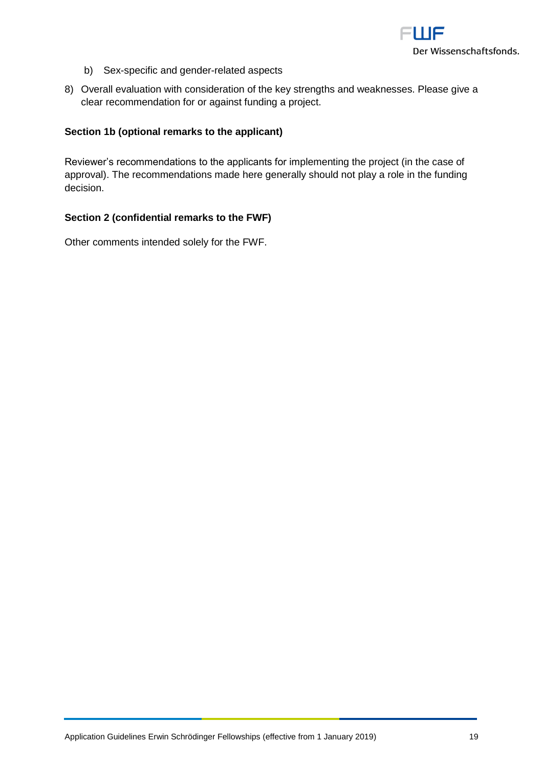b) Sex-specific and gender-related aspects

8) Overall evaluation with consideration of the key strengths and weaknesses. Please give a clear recommendation for or against funding a project.

**Section 1b (optional remarks to the applicant)**

Reviewer's recommendations to the applicants for implementing the project (in the case of approval). The recommendations made here generally should not play a role in the funding decision.

**Section 2 (confidential remarks to the FWF)**

Other comments intended solely for the FWF.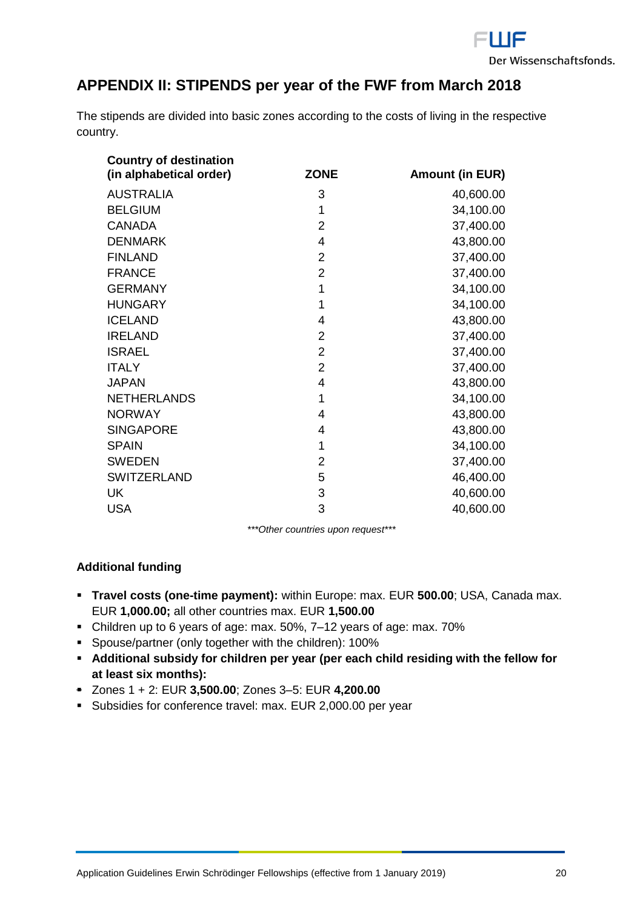## APPENDIX II: STIPENDS per year of the FWF from March 2018

The stipends are divided into basic zones according to the costs of living in the respective country.

| Country of destination (in alphabetical order) | ZONE | Amount (in EUR) |
|---|---|---|
| AUSTRALIA | 3 | 40,600.00 |
| BELGIUM | 1 | 34,100.00 |
| CANADA | 2 | 37,400.00 |
| DENMARK | 4 | 43,800.00 |
| FINLAND | 2 | 37,400.00 |
| FRANCE | 2 | 37,400.00 |
| GERMANY | 1 | 34,100.00 |
| HUNGARY | 1 | 34,100.00 |
| ICELAND | 4 | 43,800.00 |
| IRELAND | 2 | 37,400.00 |
| ISRAEL | 2 | 37,400.00 |
| ITALY | 2 | 37,400.00 |
| JAPAN | 4 | 43,800.00 |
| NETHERLANDS | 1 | 34,100.00 |
| NORWAY | 4 | 43,800.00 |
| SINGAPORE | 4 | 43,800.00 |
| SPAIN | 1 | 34,100.00 |
| SWEDEN | 2 | 37,400.00 |
| SWITZERLAND | 5 | 46,400.00 |
| UK | 3 | 40,600.00 |
| USA | 3 | 40,600.00 |

*\*\*\*Other countries upon request\*\*\**

**Additional funding**

- **Travel costs (one-time payment):** within Europe: max. EUR **500.00**; USA, Canada max. EUR **1,000.00;** all other countries max. EUR **1,500.00**
- Children up to 6 years of age: max. 50%, 7–12 years of age: max. 70%
- Spouse/partner (only together with the children): 100%
- **Additional subsidy for children per year (per each child residing with the fellow for at least six months):**
- Zones 1 + 2: EUR **3,500.00**; Zones 3–5: EUR **4,200.00**
- Subsidies for conference travel: max. EUR 2,000.00 per year